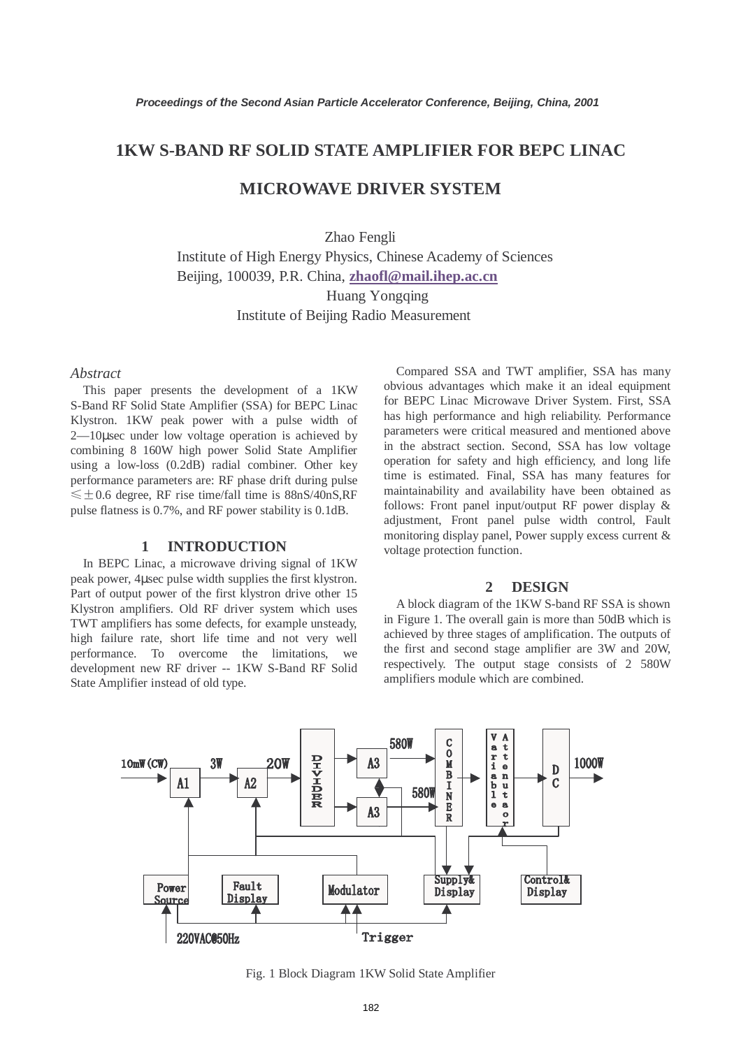# 1KW S-BAND RF SOLID STATE AMPLIFIER FOR BEPC LINAC MICROWAVE DRIVER SYSTEM

Zhao Fengli
Institute of High Energy Physics, Chinese Academy of Sciences
Beijing, 100039, P.R. China, **zhaofl@mail.ihep.ac.cn**
Huang Yongqing
Institute of Beijing Radio Measurement

*Abstract*

This paper presents the development of a 1KW S-Band RF Solid State Amplifier (SSA) for BEPC Linac Klystron. 1KW peak power with a pulse width of 2—10μsec under low voltage operation is achieved by combining 8 160W high power Solid State Amplifier using a low-loss (0.2dB) radial combiner. Other key performance parameters are: RF phase drift during pulse ≤±0.6 degree, RF rise time/fall time is 88nS/40nS,RF pulse flatness is 0.7%, and RF power stability is 0.1dB.

## 1 INTRODUCTION

In BEPC Linac, a microwave driving signal of 1KW peak power, 4μsec pulse width supplies the first klystron. Part of output power of the first klystron drive other 15 Klystron amplifiers. Old RF driver system which uses TWT amplifiers has some defects, for example unsteady, high failure rate, short life time and not very well performance. To overcome the limitations, we development new RF driver -- 1KW S-Band RF Solid State Amplifier instead of old type.

Compared SSA and TWT amplifier, SSA has many obvious advantages which make it an ideal equipment for BEPC Linac Microwave Driver System. First, SSA has high performance and high reliability. Performance parameters were critical measured and mentioned above in the abstract section. Second, SSA has low voltage operation for safety and high efficiency, and long life time is estimated. Final, SSA has many features for maintainability and availability have been obtained as follows: Front panel input/output RF power display & adjustment, Front panel pulse width control, Fault monitoring display panel, Power supply excess current & voltage protection function.

## 2 DESIGN

A block diagram of the 1KW S-band RF SSA is shown in Figure 1. The overall gain is more than 50dB which is achieved by three stages of amplification. The outputs of the first and second stage amplifier are 3W and 20W, respectively. The output stage consists of 2 580W amplifiers module which are combined.

Fig. 1 Block Diagram 1KW Solid State Amplifier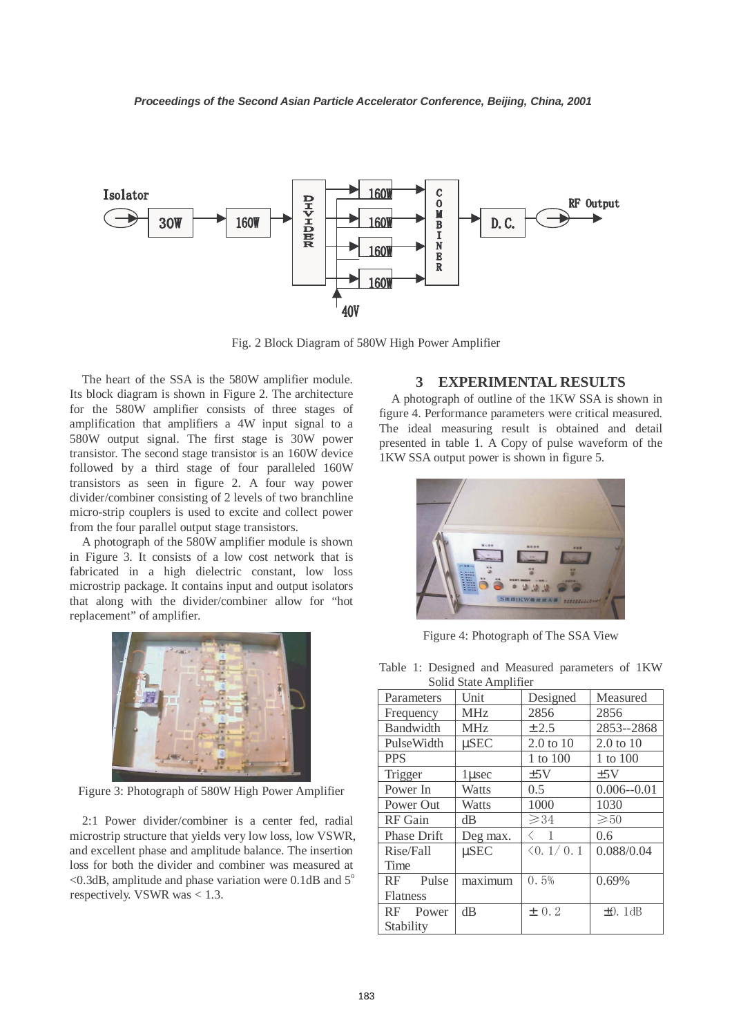Fig. 2 Block Diagram of 580W High Power Amplifier

The heart of the SSA is the 580W amplifier module. Its block diagram is shown in Figure 2. The architecture for the 580W amplifier consists of three stages of amplification that amplifiers a 4W input signal to a 580W output signal. The first stage is 30W power transistor. The second stage transistor is an 160W device followed by a third stage of four paralleled 160W transistors as seen in figure 2. A four way power divider/combiner consisting of 2 levels of two branchline micro-strip couplers is used to excite and collect power from the four parallel output stage transistors.

A photograph of the 580W amplifier module is shown in Figure 3. It consists of a low cost network that is fabricated in a high dielectric constant, low loss microstrip package. It contains input and output isolators that along with the divider/combiner allow for "hot replacement" of amplifier.

Figure 3: Photograph of 580W High Power Amplifier

2:1 Power divider/combiner is a center fed, radial microstrip structure that yields very low loss, low VSWR, and excellent phase and amplitude balance. The insertion loss for both the divider and combiner was measured at <0.3dB, amplitude and phase variation were 0.1dB and 5° respectively. VSWR was < 1.3.

## 3 EXPERIMENTAL RESULTS

A photograph of outline of the 1KW SSA is shown in figure 4. Performance parameters were critical measured. The ideal measuring result is obtained and detail presented in table 1. A Copy of pulse waveform of the 1KW SSA output power is shown in figure 5.

Figure 4: Photograph of The SSA View

Table 1: Designed and Measured parameters of 1KW Solid State Amplifier

| Parameters | Unit | Designed | Measured |
|---|---|---|---|
| Frequency | MHz | 2856 | 2856 |
| Bandwidth | MHz | ± 2.5 | 2853--2868 |
| PulseWidth | µSEC | 2.0 to 10 | 2.0 to 10 |
| PPS | | 1 to 100 | 1 to 100 |
| Trigger | 1µsec | ±5V | ±5V |
| Power In | Watts | 0.5 | 0.006--0.01 |
| Power Out | Watts | 1000 | 1030 |
| RF Gain | dB | ≥34 | ≥50 |
| Phase Drift | Deg max. | < 1 | 0.6 |
| Rise/Fall Time | µSEC | <0. 1/ 0. 1 | 0.088/0.04 |
| RF Pulse Flatness | maximum | 0. 5% | 0.69% |
| RF Power Stability | dB | ± 0. 2 | ±0. 1dB |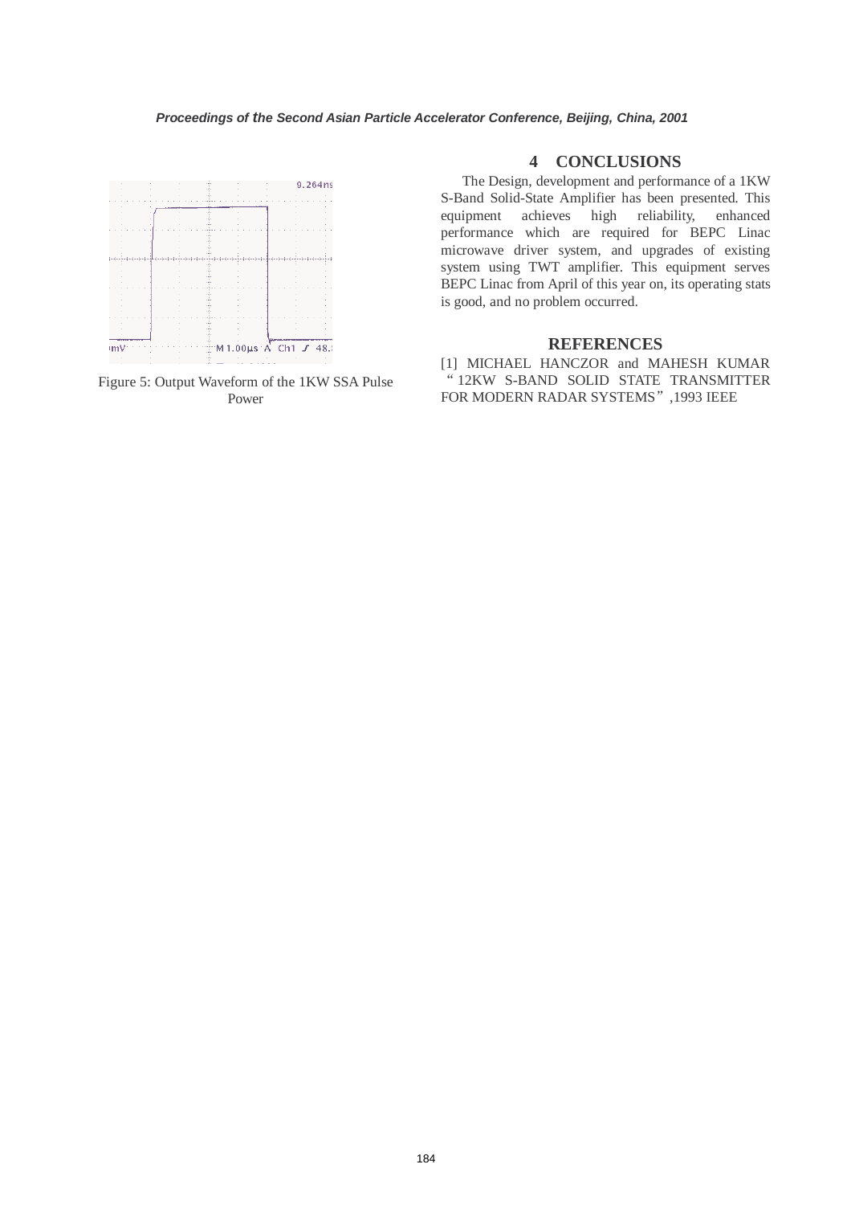9.264ns

mV

M 1.00µs A Ch1 ∫ 48.

Figure 5: Output Waveform of the 1KW SSA Pulse Power

## 4 CONCLUSIONS

The Design, development and performance of a 1KW S-Band Solid-State Amplifier has been presented. This equipment achieves high reliability, enhanced performance which are required for BEPC Linac microwave driver system, and upgrades of existing system using TWT amplifier. This equipment serves BEPC Linac from April of this year on, its operating stats is good, and no problem occurred.

## REFERENCES

[1] MICHAEL HANCZOR and MAHESH KUMAR "12KW S-BAND SOLID STATE TRANSMITTER FOR MODERN RADAR SYSTEMS",1993 IEEE